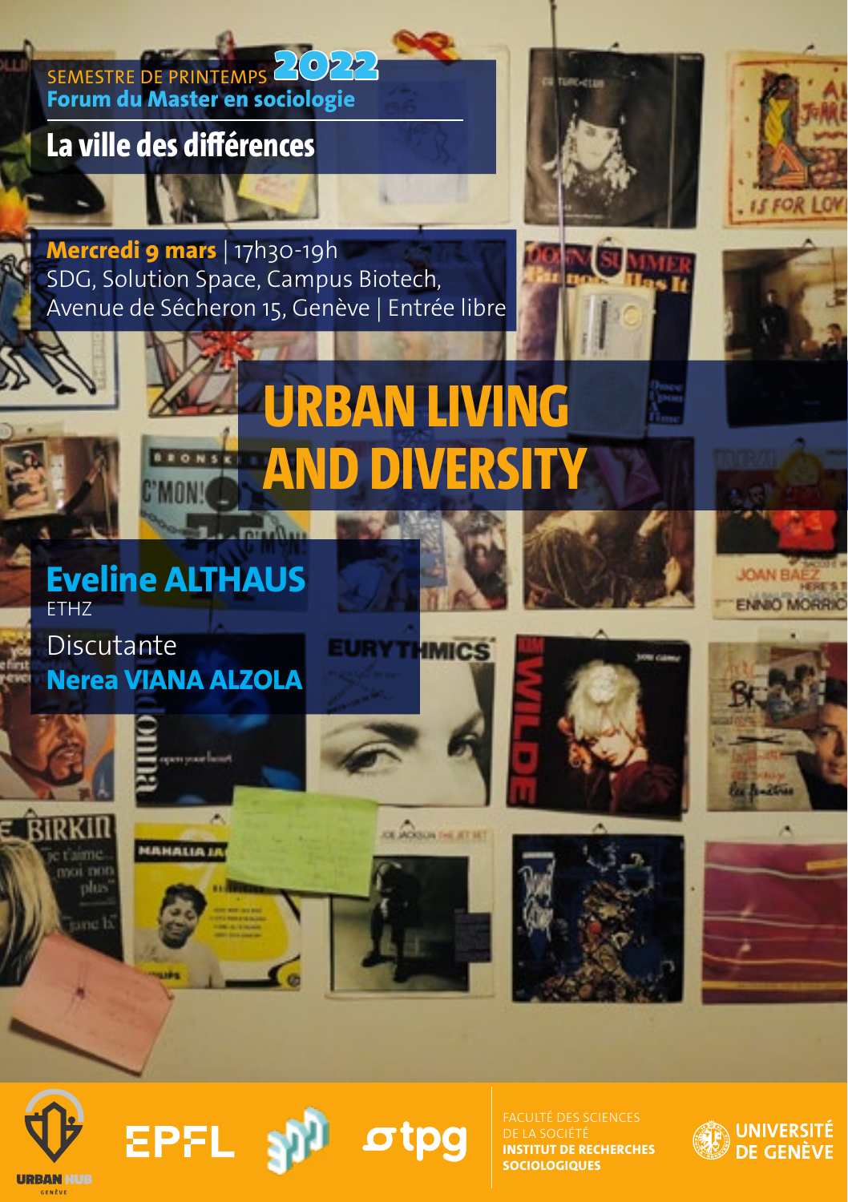SEMESTRE DE PRINTEMPS **2022**

**Forum du Master en sociologie**

## La ville des différences

**Mercredi 9 mars** | 17h30-19h
SDG, Solution Space, Campus Biotech,
Avenue de Sécheron 15, Genève | Entrée libre

# URBAN LIVING AND DIVERSITY

**Eveline ALTHAUS**
ETHZ

Discutante
**Nerea VIANA ALZOLA**

URBAN HUB GENÈVE

EPFL

tpg

FACULTÉ DES SCIENCES DE LA SOCIÉTÉ
**INSTITUT DE RECHERCHES SOCIOLOGIQUES**

**UNIVERSITÉ DE GENÈVE**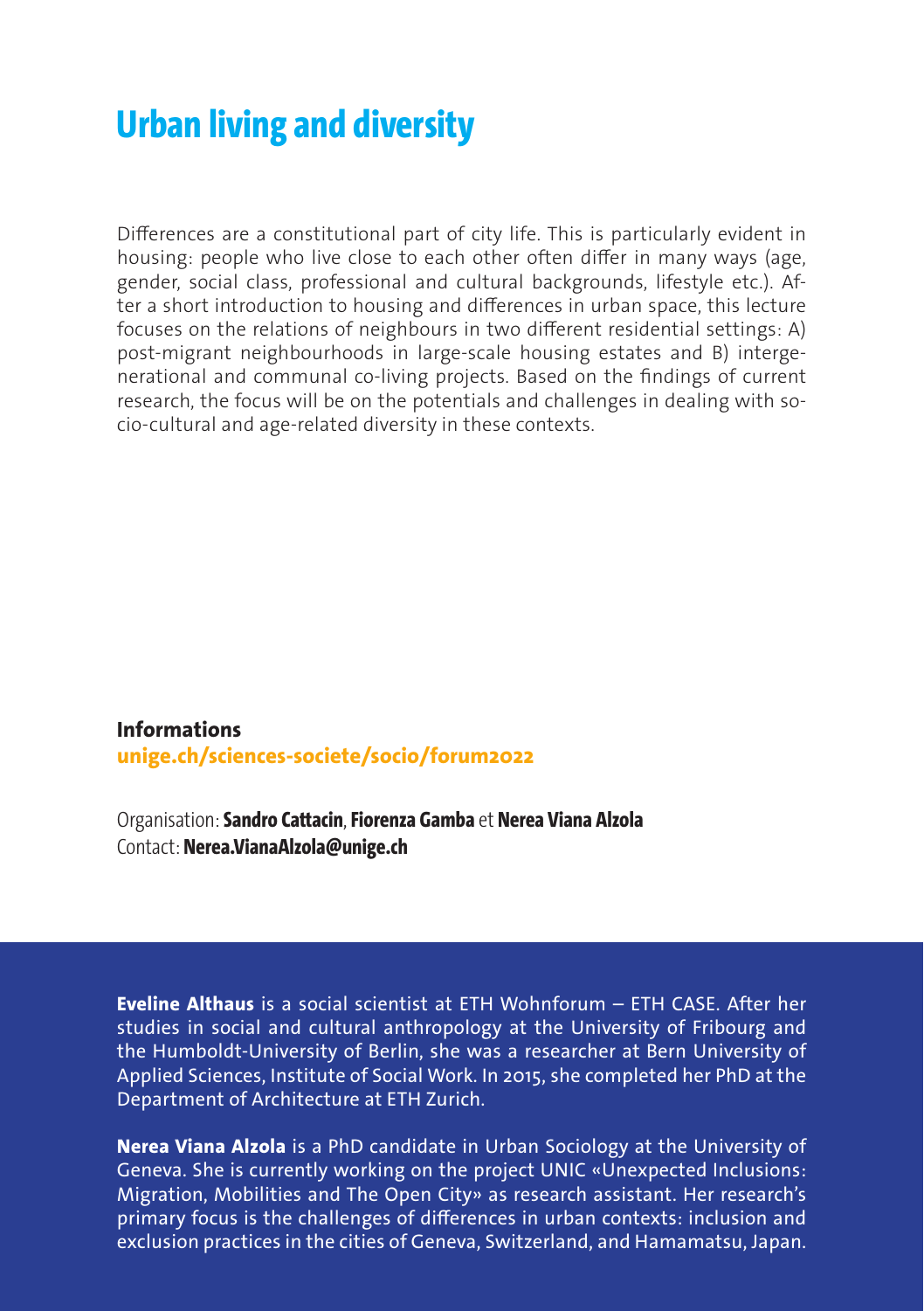# Urban living and diversity

Differences are a constitutional part of city life. This is particularly evident in housing: people who live close to each other often differ in many ways (age, gender, social class, professional and cultural backgrounds, lifestyle etc.). After a short introduction to housing and differences in urban space, this lecture focuses on the relations of neighbours in two different residential settings: A) post-migrant neighbourhoods in large-scale housing estates and B) intergenerational and communal co-living projects. Based on the findings of current research, the focus will be on the potentials and challenges in dealing with socio-cultural and age-related diversity in these contexts.

**Informations**
**unige.ch/sciences-societe/socio/forum2022**

Organisation: **Sandro Cattacin**, **Fiorenza Gamba** et **Nerea Viana Alzola**
Contact: **Nerea.VianaAlzola@unige.ch**

**Eveline Althaus** is a social scientist at ETH Wohnforum – ETH CASE. After her studies in social and cultural anthropology at the University of Fribourg and the Humboldt-University of Berlin, she was a researcher at Bern University of Applied Sciences, Institute of Social Work. In 2015, she completed her PhD at the Department of Architecture at ETH Zurich.

**Nerea Viana Alzola** is a PhD candidate in Urban Sociology at the University of Geneva. She is currently working on the project UNIC «Unexpected Inclusions: Migration, Mobilities and The Open City» as research assistant. Her research's primary focus is the challenges of differences in urban contexts: inclusion and exclusion practices in the cities of Geneva, Switzerland, and Hamamatsu, Japan.